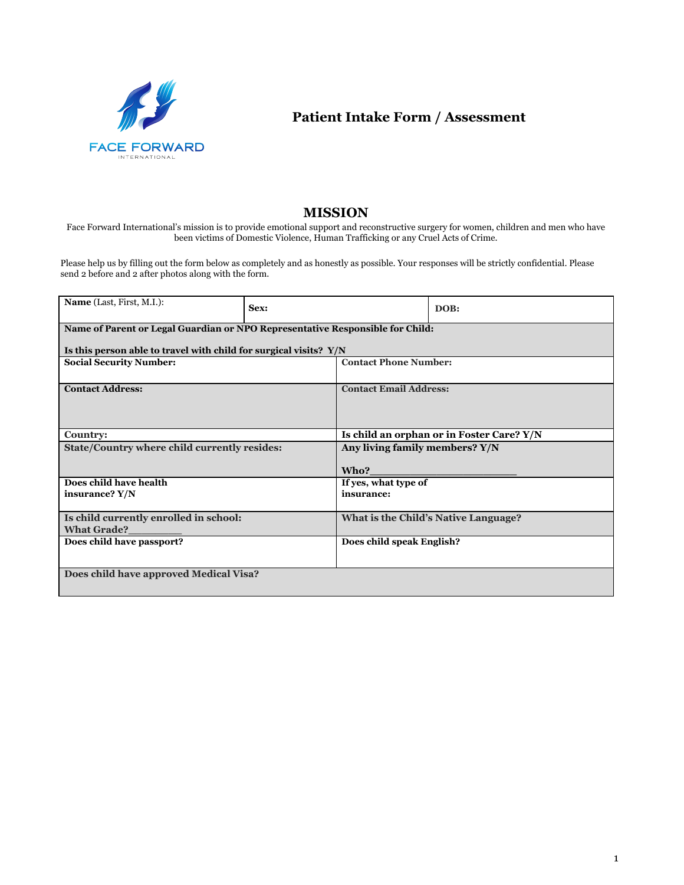FACE FORWARD
INTERNATIONAL

# Patient Intake Form / Assessment

## MISSION

Face Forward International's mission is to provide emotional support and reconstructive surgery for women, children and men who have been victims of Domestic Violence, Human Trafficking or any Cruel Acts of Crime.

Please help us by filling out the form below as completely and as honestly as possible. Your responses will be strictly confidential. Please send 2 before and 2 after photos along with the form.

| **Name** (Last, First, M.I.): | **Sex:** | **DOB:** |
|---|---|---|
| **Name of Parent or Legal Guardian or NPO Representative Responsible for Child:** <br><br> **Is this person able to travel with child for surgical visits? Y/N** | | |
| **Social Security Number:** | **Contact Phone Number:** | |
| **Contact Address:** | **Contact Email Address:** | |
| **Country:** | **Is child an orphan or in Foster Care? Y/N** | |
| **State/Country where child currently resides:** | **Any living family members? Y/N** <br><br> **Who?**______________________ | |
| **Does child have health insurance? Y/N** | **If yes, what type of insurance:** | |
| **Is child currently enrolled in school: What Grade?**________ | **What is the Child's Native Language?** | |
| **Does child have passport?** | **Does child speak English?** | |
| **Does child have approved Medical Visa?** | | |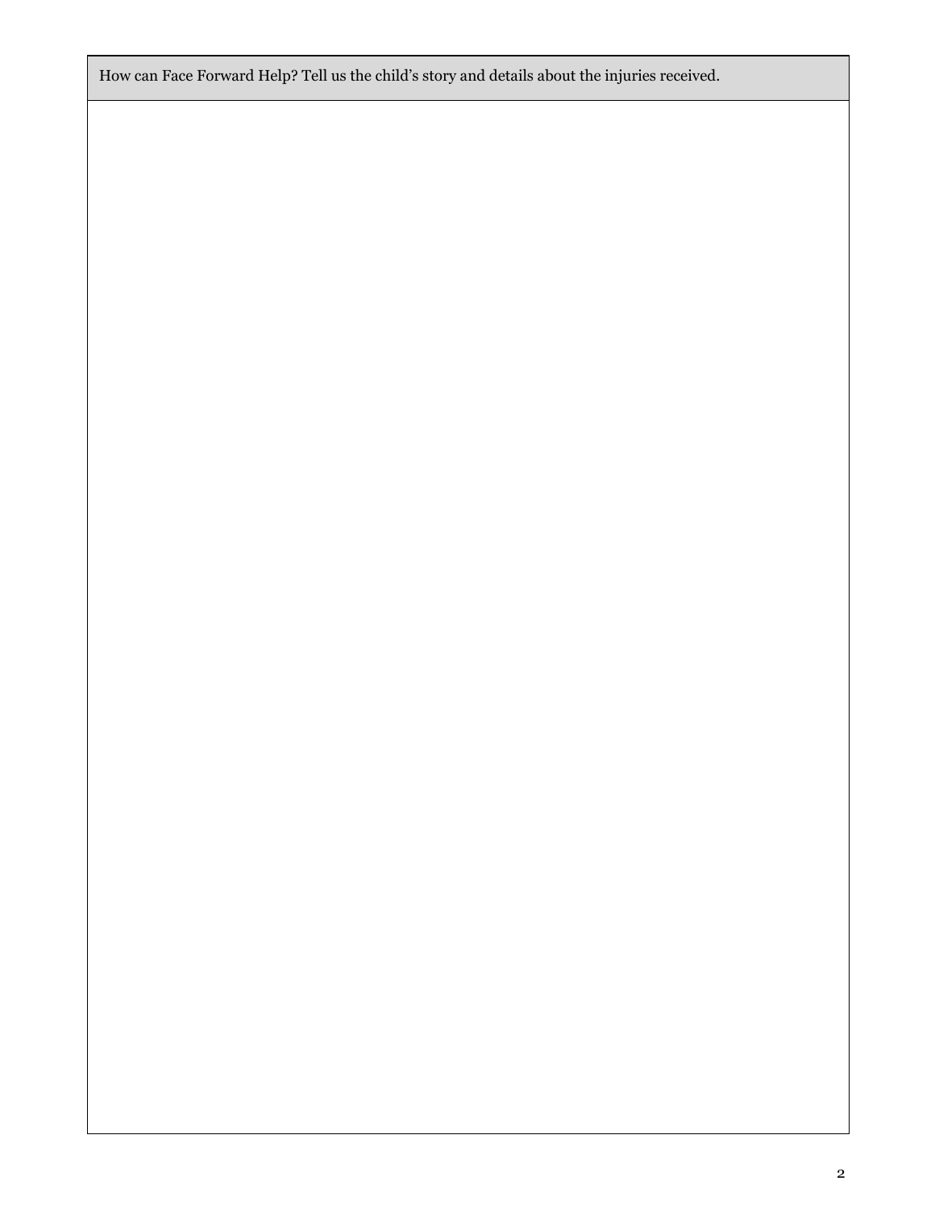| How can Face Forward Help? Tell us the child's story and details about the injuries received. |
| --- |
| |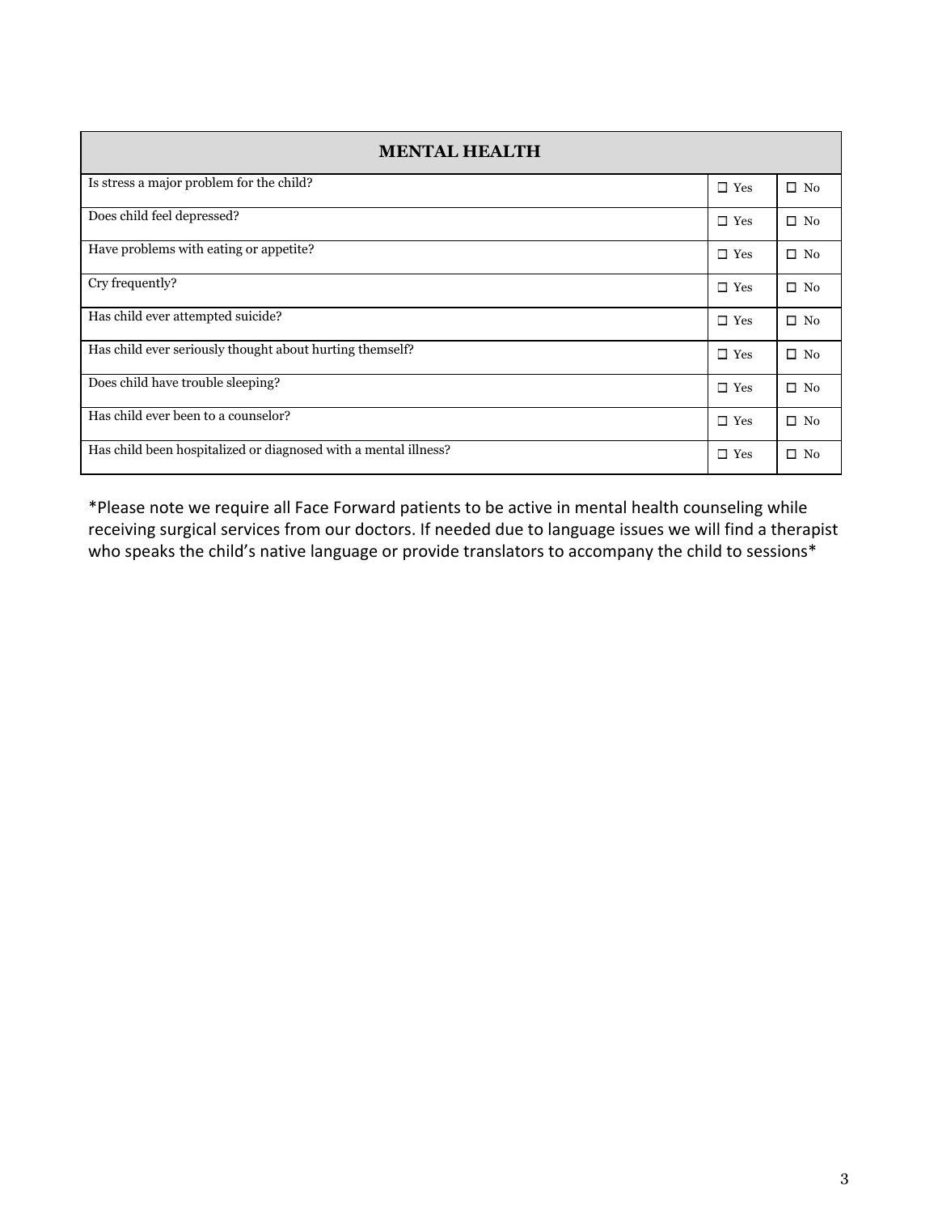| MENTAL HEALTH | | |
|---|---|---|
| Is stress a major problem for the child? | ☐ Yes | ☐ No |
| Does child feel depressed? | ☐ Yes | ☐ No |
| Have problems with eating or appetite? | ☐ Yes | ☐ No |
| Cry frequently? | ☐ Yes | ☐ No |
| Has child ever attempted suicide? | ☐ Yes | ☐ No |
| Has child ever seriously thought about hurting themself? | ☐ Yes | ☐ No |
| Does child have trouble sleeping? | ☐ Yes | ☐ No |
| Has child ever been to a counselor? | ☐ Yes | ☐ No |
| Has child been hospitalized or diagnosed with a mental illness? | ☐ Yes | ☐ No |

*Please note we require all Face Forward patients to be active in mental health counseling while receiving surgical services from our doctors. If needed due to language issues we will find a therapist who speaks the child's native language or provide translators to accompany the child to sessions*